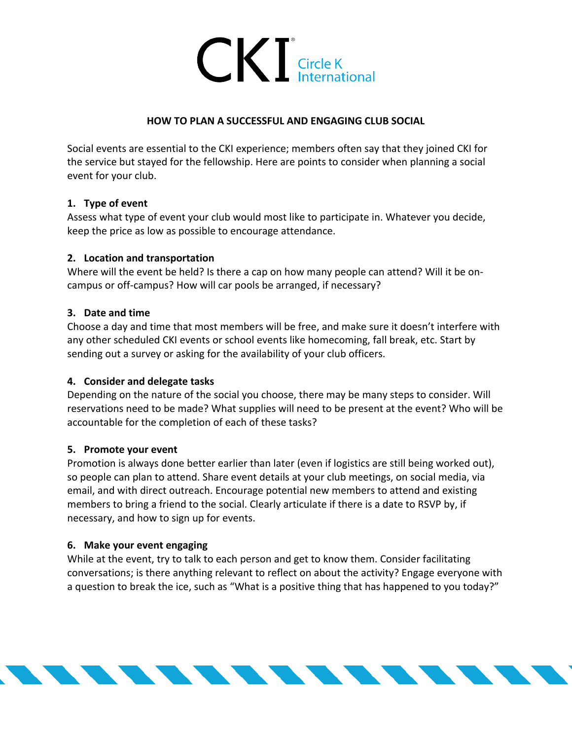CKI Circle K International

# HOW TO PLAN A SUCCESSFUL AND ENGAGING CLUB SOCIAL

Social events are essential to the CKI experience; members often say that they joined CKI for the service but stayed for the fellowship. Here are points to consider when planning a social event for your club.

1. **Type of event**
Assess what type of event your club would most like to participate in. Whatever you decide, keep the price as low as possible to encourage attendance.

2. **Location and transportation**
Where will the event be held? Is there a cap on how many people can attend? Will it be on-campus or off-campus? How will car pools be arranged, if necessary?

3. **Date and time**
Choose a day and time that most members will be free, and make sure it doesn't interfere with any other scheduled CKI events or school events like homecoming, fall break, etc. Start by sending out a survey or asking for the availability of your club officers.

4. **Consider and delegate tasks**
Depending on the nature of the social you choose, there may be many steps to consider. Will reservations need to be made? What supplies will need to be present at the event? Who will be accountable for the completion of each of these tasks?

5. **Promote your event**
Promotion is always done better earlier than later (even if logistics are still being worked out), so people can plan to attend. Share event details at your club meetings, on social media, via email, and with direct outreach. Encourage potential new members to attend and existing members to bring a friend to the social. Clearly articulate if there is a date to RSVP by, if necessary, and how to sign up for events.

6. **Make your event engaging**
While at the event, try to talk to each person and get to know them. Consider facilitating conversations; is there anything relevant to reflect on about the activity? Engage everyone with a question to break the ice, such as "What is a positive thing that has happened to you today?"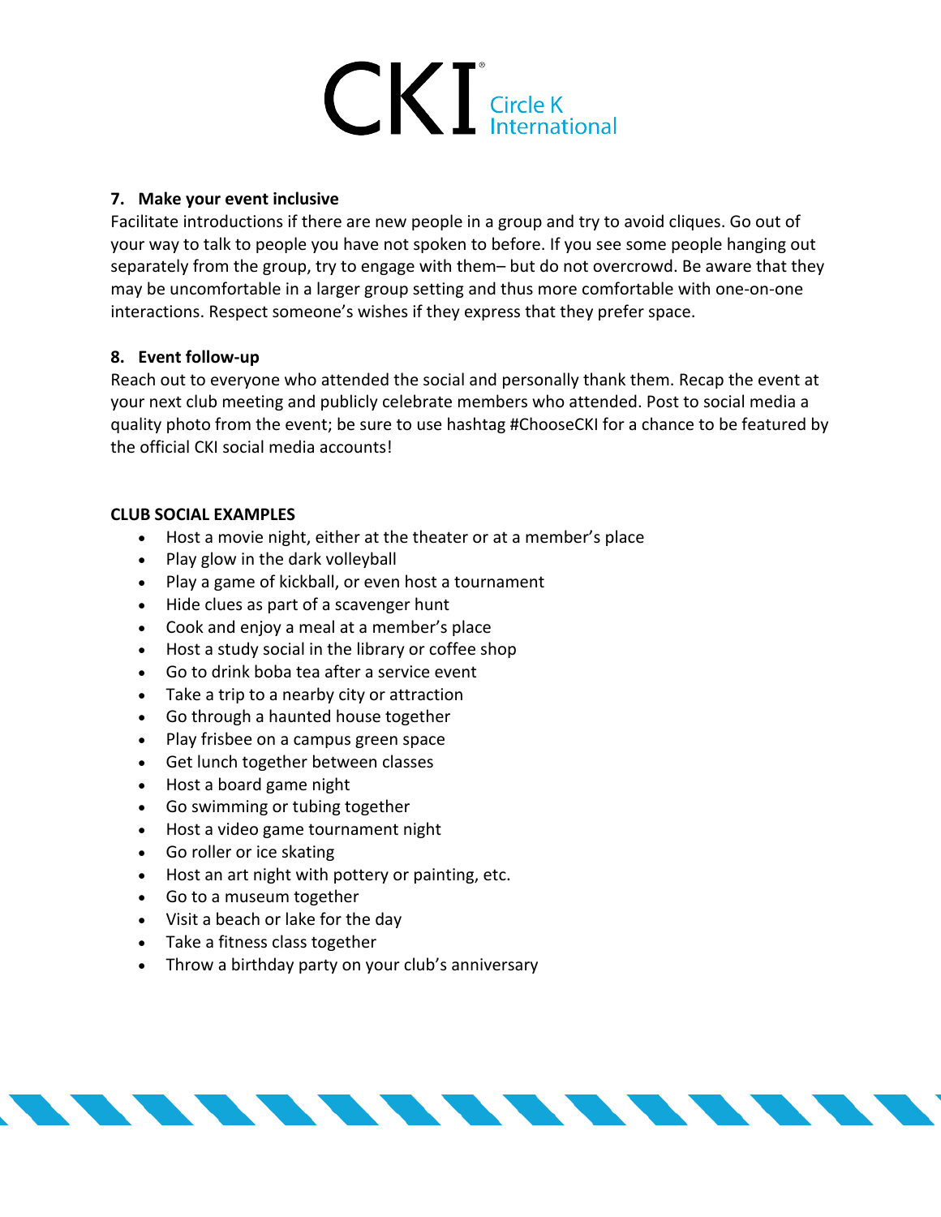### 7. Make your event inclusive

Facilitate introductions if there are new people in a group and try to avoid cliques. Go out of your way to talk to people you have not spoken to before. If you see some people hanging out separately from the group, try to engage with them– but do not overcrowd. Be aware that they may be uncomfortable in a larger group setting and thus more comfortable with one-on-one interactions. Respect someone's wishes if they express that they prefer space.

### 8. Event follow-up

Reach out to everyone who attended the social and personally thank them. Recap the event at your next club meeting and publicly celebrate members who attended. Post to social media a quality photo from the event; be sure to use hashtag #ChooseCKI for a chance to be featured by the official CKI social media accounts!

## CLUB SOCIAL EXAMPLES

- Host a movie night, either at the theater or at a member's place
- Play glow in the dark volleyball
- Play a game of kickball, or even host a tournament
- Hide clues as part of a scavenger hunt
- Cook and enjoy a meal at a member's place
- Host a study social in the library or coffee shop
- Go to drink boba tea after a service event
- Take a trip to a nearby city or attraction
- Go through a haunted house together
- Play frisbee on a campus green space
- Get lunch together between classes
- Host a board game night
- Go swimming or tubing together
- Host a video game tournament night
- Go roller or ice skating
- Host an art night with pottery or painting, etc.
- Go to a museum together
- Visit a beach or lake for the day
- Take a fitness class together
- Throw a birthday party on your club's anniversary